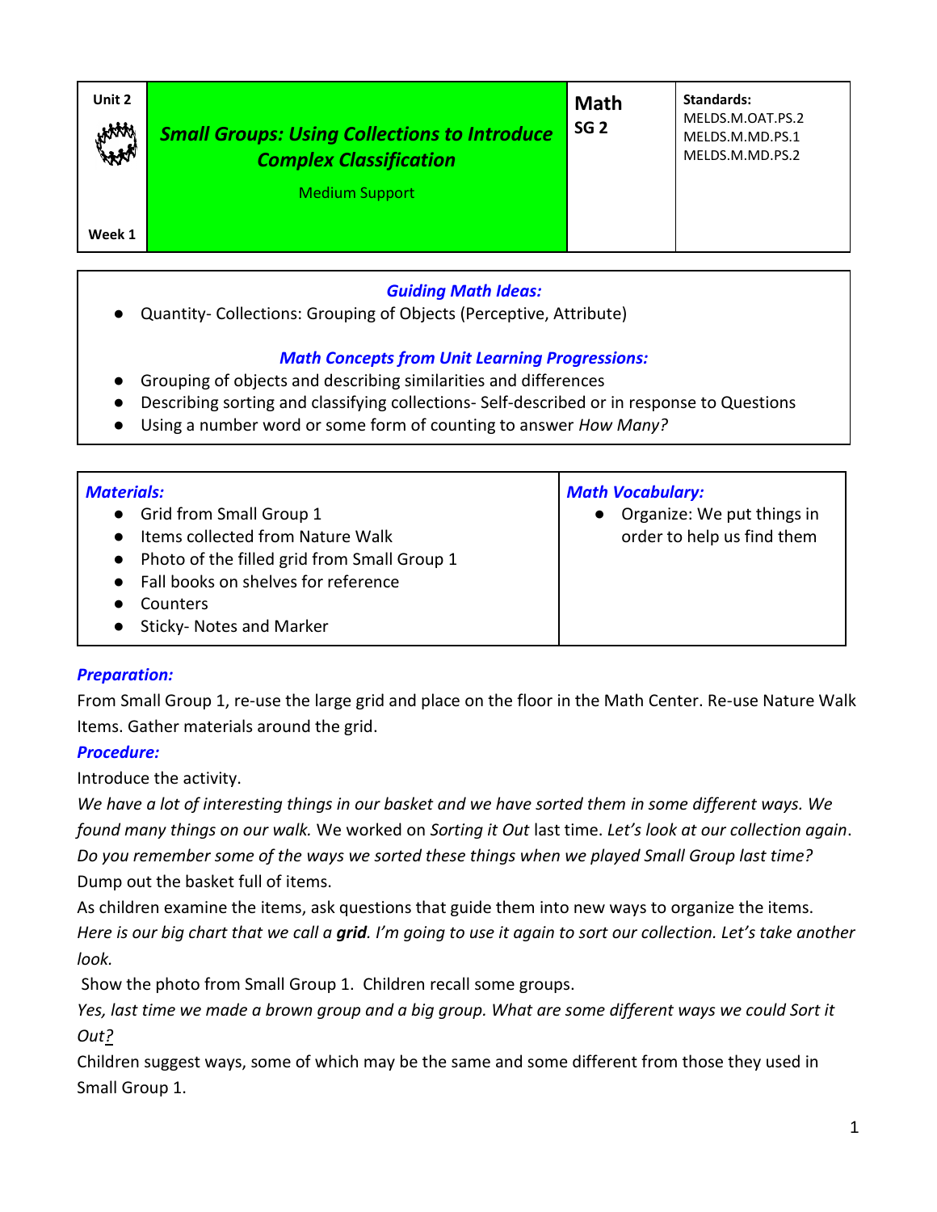| Unit 2<br><br>Week 1 | ***Small Groups: Using Collections to Introduce Complex Classification***<br>Medium Support | **Math**<br>**SG 2** | **Standards:**<br>MELDS.M.OAT.PS.2<br>MELDS.M.MD.PS.1<br>MELDS.M.MD.PS.2 |
|---|---|---|---|

***Guiding Math Ideas:***

- Quantity- Collections: Grouping of Objects (Perceptive, Attribute)

***Math Concepts from Unit Learning Progressions:***

- Grouping of objects and describing similarities and differences
- Describing sorting and classifying collections- Self-described or in response to Questions
- Using a number word or some form of counting to answer *How Many?*

| ***Materials:*** | ***Math Vocabulary:*** |
|---|---|
| • Grid from Small Group 1<br>• Items collected from Nature Walk<br>• Photo of the filled grid from Small Group 1<br>• Fall books on shelves for reference<br>• Counters<br>• Sticky- Notes and Marker | • Organize: We put things in order to help us find them |

***Preparation:***

From Small Group 1, re-use the large grid and place on the floor in the Math Center. Re-use Nature Walk Items. Gather materials around the grid.

***Procedure:***

Introduce the activity.

*We have a lot of interesting things in our basket and we have sorted them in some different ways. We found many things on our walk.* We worked on *Sorting it Out* last time. *Let's look at our collection again. Do you remember some of the ways we sorted these things when we played Small Group last time?*

Dump out the basket full of items.

As children examine the items, ask questions that guide them into new ways to organize the items.

*Here is our big chart that we call a **grid**. I'm going to use it again to sort our collection. Let's take another look.*

Show the photo from Small Group 1. Children recall some groups.

*Yes, last time we made a brown group and a big group. What are some different ways we could Sort it Out?*

Children suggest ways, some of which may be the same and some different from those they used in Small Group 1.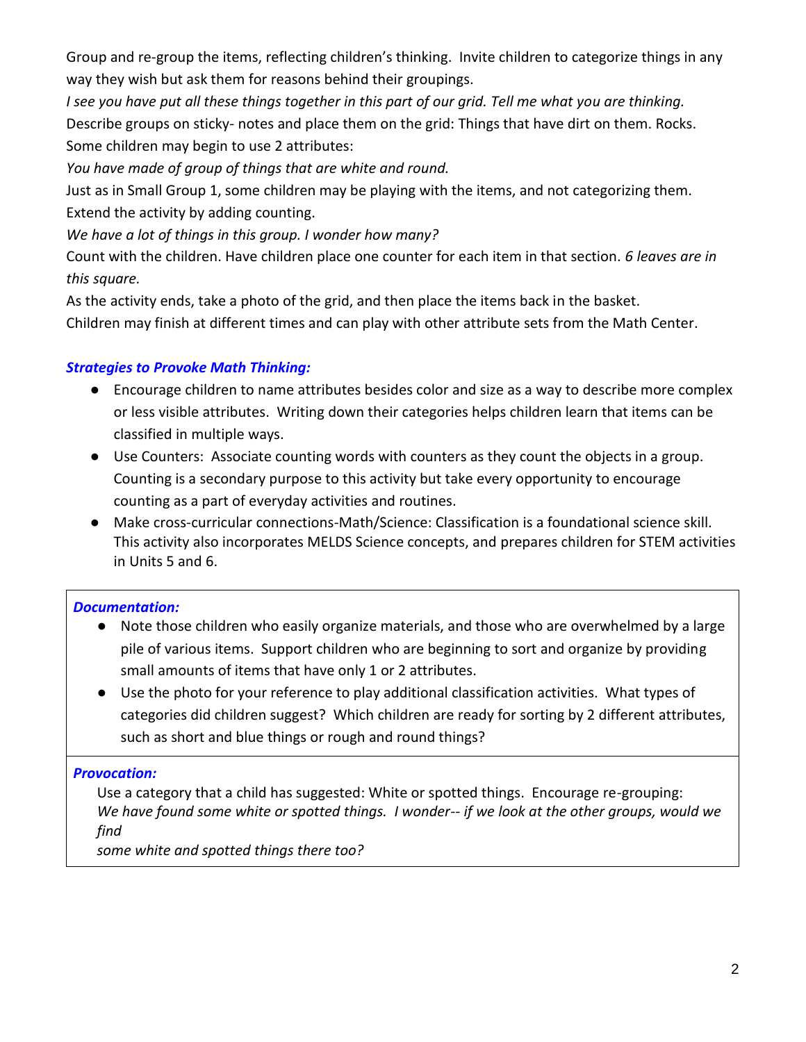Group and re-group the items, reflecting children's thinking. Invite children to categorize things in any way they wish but ask them for reasons behind their groupings.

*I see you have put all these things together in this part of our grid. Tell me what you are thinking.*

Describe groups on sticky- notes and place them on the grid: Things that have dirt on them. Rocks.

Some children may begin to use 2 attributes:

*You have made of group of things that are white and round.*

Just as in Small Group 1, some children may be playing with the items, and not categorizing them.

Extend the activity by adding counting.

*We have a lot of things in this group. I wonder how many?*

Count with the children. Have children place one counter for each item in that section. *6 leaves are in this square.*

As the activity ends, take a photo of the grid, and then place the items back in the basket.

Children may finish at different times and can play with other attribute sets from the Math Center.

### ***Strategies to Provoke Math Thinking:***

- Encourage children to name attributes besides color and size as a way to describe more complex or less visible attributes. Writing down their categories helps children learn that items can be classified in multiple ways.
- Use Counters: Associate counting words with counters as they count the objects in a group. Counting is a secondary purpose to this activity but take every opportunity to encourage counting as a part of everyday activities and routines.
- Make cross-curricular connections-Math/Science: Classification is a foundational science skill. This activity also incorporates MELDS Science concepts, and prepares children for STEM activities in Units 5 and 6.

### ***Documentation:***

- Note those children who easily organize materials, and those who are overwhelmed by a large pile of various items. Support children who are beginning to sort and organize by providing small amounts of items that have only 1 or 2 attributes.
- Use the photo for your reference to play additional classification activities. What types of categories did children suggest? Which children are ready for sorting by 2 different attributes, such as short and blue things or rough and round things?

### ***Provocation:***

Use a category that a child has suggested: White or spotted things. Encourage re-grouping:

*We have found some white or spotted things. I wonder-- if we look at the other groups, would we find some white and spotted things there too?*